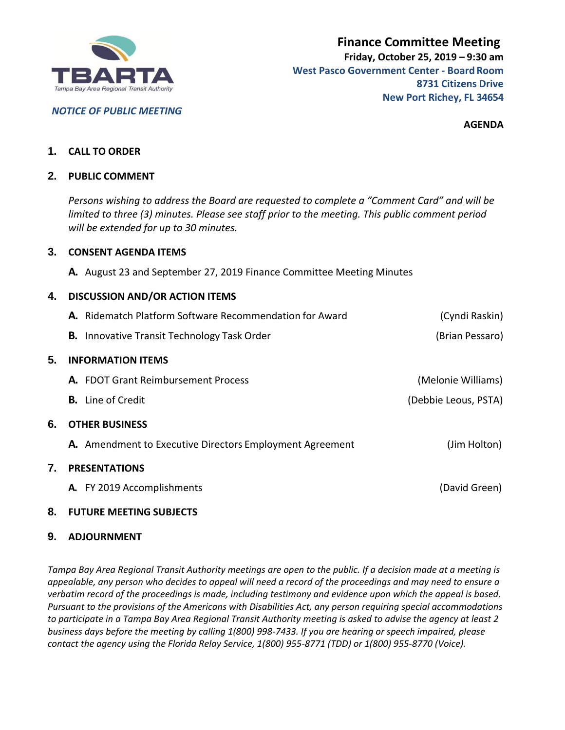TBARTA
Tampa Bay Area Regional Transit Authority

*NOTICE OF PUBLIC MEETING*

# Finance Committee Meeting

**Friday, October 25, 2019 – 9:30 am**

**West Pasco Government Center - Board Room**
**8731 Citizens Drive**
**New Port Richey, FL 34654**

**AGENDA**

**1. CALL TO ORDER**

**2. PUBLIC COMMENT**

*Persons wishing to address the Board are requested to complete a "Comment Card" and will be limited to three (3) minutes. Please see staff prior to the meeting. This public comment period will be extended for up to 30 minutes.*

**3. CONSENT AGENDA ITEMS**

**A.** August 23 and September 27, 2019 Finance Committee Meeting Minutes

**4. DISCUSSION AND/OR ACTION ITEMS**

**A.** Ridematch Platform Software Recommendation for Award (Cyndi Raskin)

**B.** Innovative Transit Technology Task Order (Brian Pessaro)

**5. INFORMATION ITEMS**

**A.** FDOT Grant Reimbursement Process (Melonie Williams)

**B.** Line of Credit (Debbie Leous, PSTA)

**6. OTHER BUSINESS**

**A.** Amendment to Executive Directors Employment Agreement (Jim Holton)

**7. PRESENTATIONS**

**A.** FY 2019 Accomplishments (David Green)

**8. FUTURE MEETING SUBJECTS**

**9. ADJOURNMENT**

*Tampa Bay Area Regional Transit Authority meetings are open to the public. If a decision made at a meeting is appealable, any person who decides to appeal will need a record of the proceedings and may need to ensure a verbatim record of the proceedings is made, including testimony and evidence upon which the appeal is based. Pursuant to the provisions of the Americans with Disabilities Act, any person requiring special accommodations to participate in a Tampa Bay Area Regional Transit Authority meeting is asked to advise the agency at least 2 business days before the meeting by calling 1(800) 998-7433. If you are hearing or speech impaired, please contact the agency using the Florida Relay Service, 1(800) 955-8771 (TDD) or 1(800) 955-8770 (Voice).*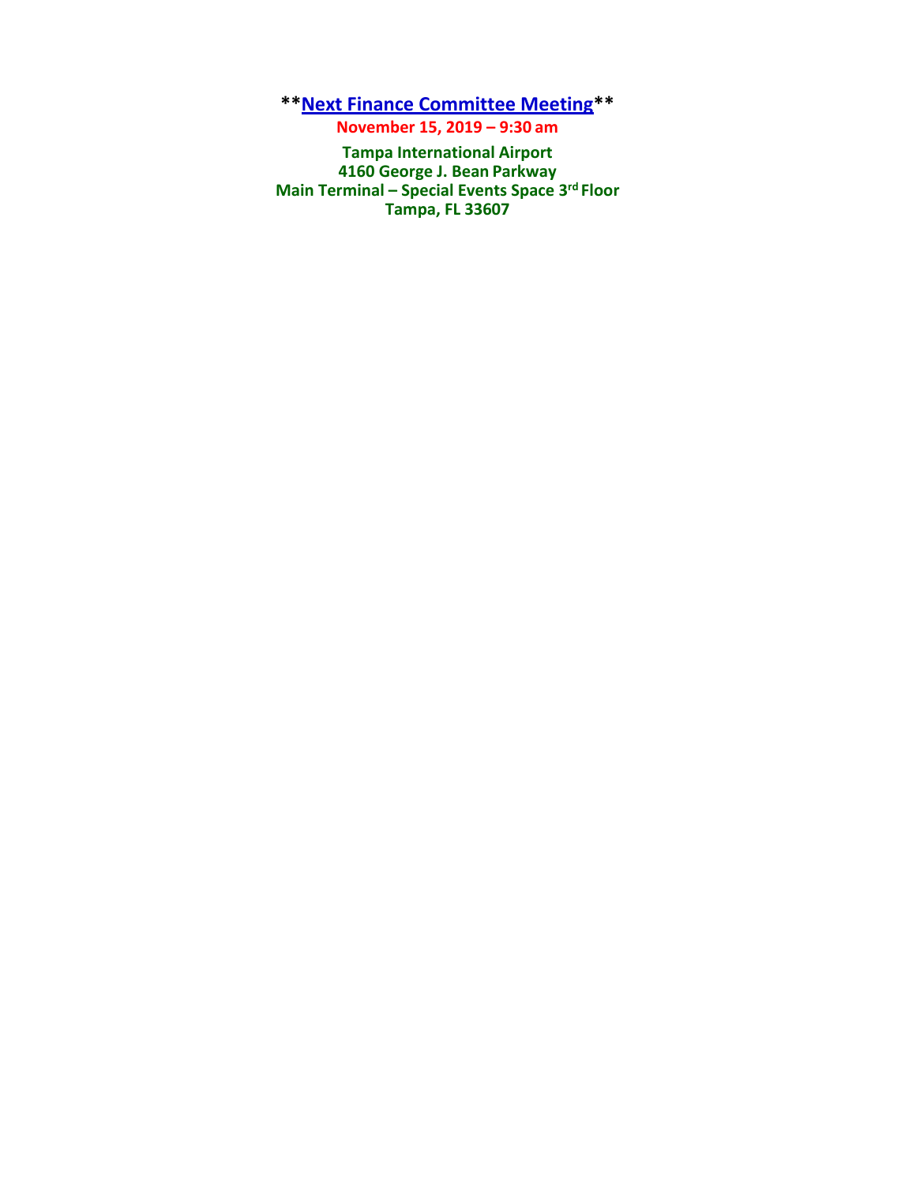**[Next Finance Committee Meeting]**

**November 15, 2019 – 9:30 am**

**Tampa International Airport**
**4160 George J. Bean Parkway**
**Main Terminal – Special Events Space 3rd Floor**
**Tampa, FL 33607**